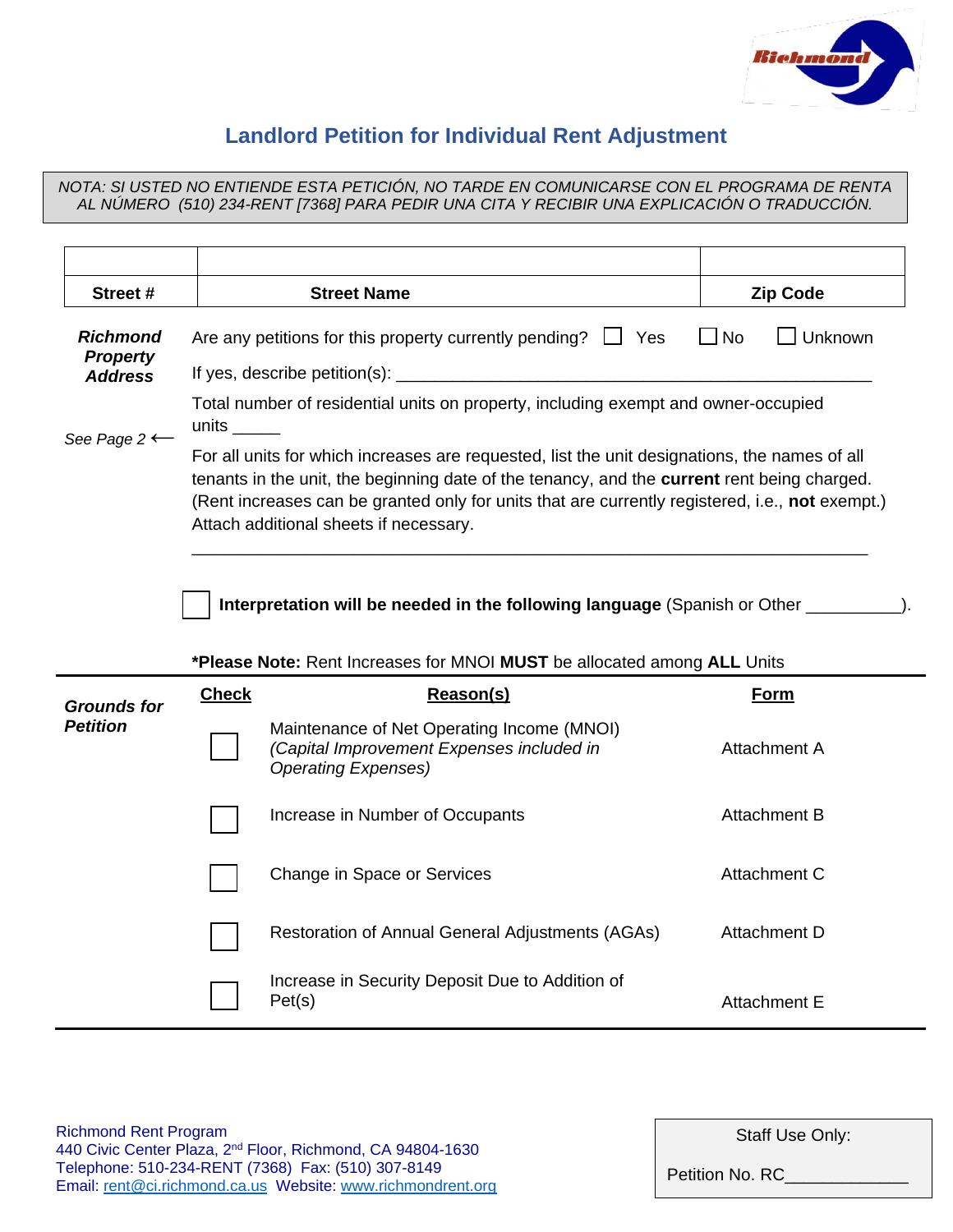# Landlord Petition for Individual Rent Adjustment

*NOTA: SI USTED NO ENTIENDE ESTA PETICIÓN, NO TARDE EN COMUNICARSE CON EL PROGRAMA DE RENTA AL NÚMERO (510) 234-RENT [7368] PARA PEDIR UNA CITA Y RECIBIR UNA EXPLICACIÓN O TRADUCCIÓN.*

| | | |
|---|---|---|
| | | |
| **Street #** | **Street Name** | **Zip Code** |

***Richmond Property Address***

Are any petitions for this property currently pending? ☐ Yes ☐ No ☐ Unknown

If yes, describe petition(s): ____________________________________________________

Total number of residential units on property, including exempt and owner-occupied units _____

*See Page 2* ⟵

For all units for which increases are requested, list the unit designations, the names of all tenants in the unit, the beginning date of the tenancy, and the **current** rent being charged. (Rent increases can be granted only for units that are currently registered, i.e., **not** exempt.) Attach additional sheets if necessary.

____________________________________________________________________________

☐ **Interpretation will be needed in the following language** (Spanish or Other __________).

***Please Note:** Rent Increases for MNOI **MUST** be allocated among **ALL** Units

***Grounds for Petition***

| Check | Reason(s) | Form |
|---|---|---|
| ☐ | Maintenance of Net Operating Income (MNOI) *(Capital Improvement Expenses included in Operating Expenses)* | Attachment A |
| ☐ | Increase in Number of Occupants | Attachment B |
| ☐ | Change in Space or Services | Attachment C |
| ☐ | Restoration of Annual General Adjustments (AGAs) | Attachment D |
| ☐ | Increase in Security Deposit Due to Addition of Pet(s) | Attachment E |

Richmond Rent Program
440 Civic Center Plaza, 2nd Floor, Richmond, CA 94804-1630
Telephone: 510-234-RENT (7368) Fax: (510) 307-8149
Email: rent@ci.richmond.ca.us Website: www.richmondrent.org

Staff Use Only:

Petition No. RC____________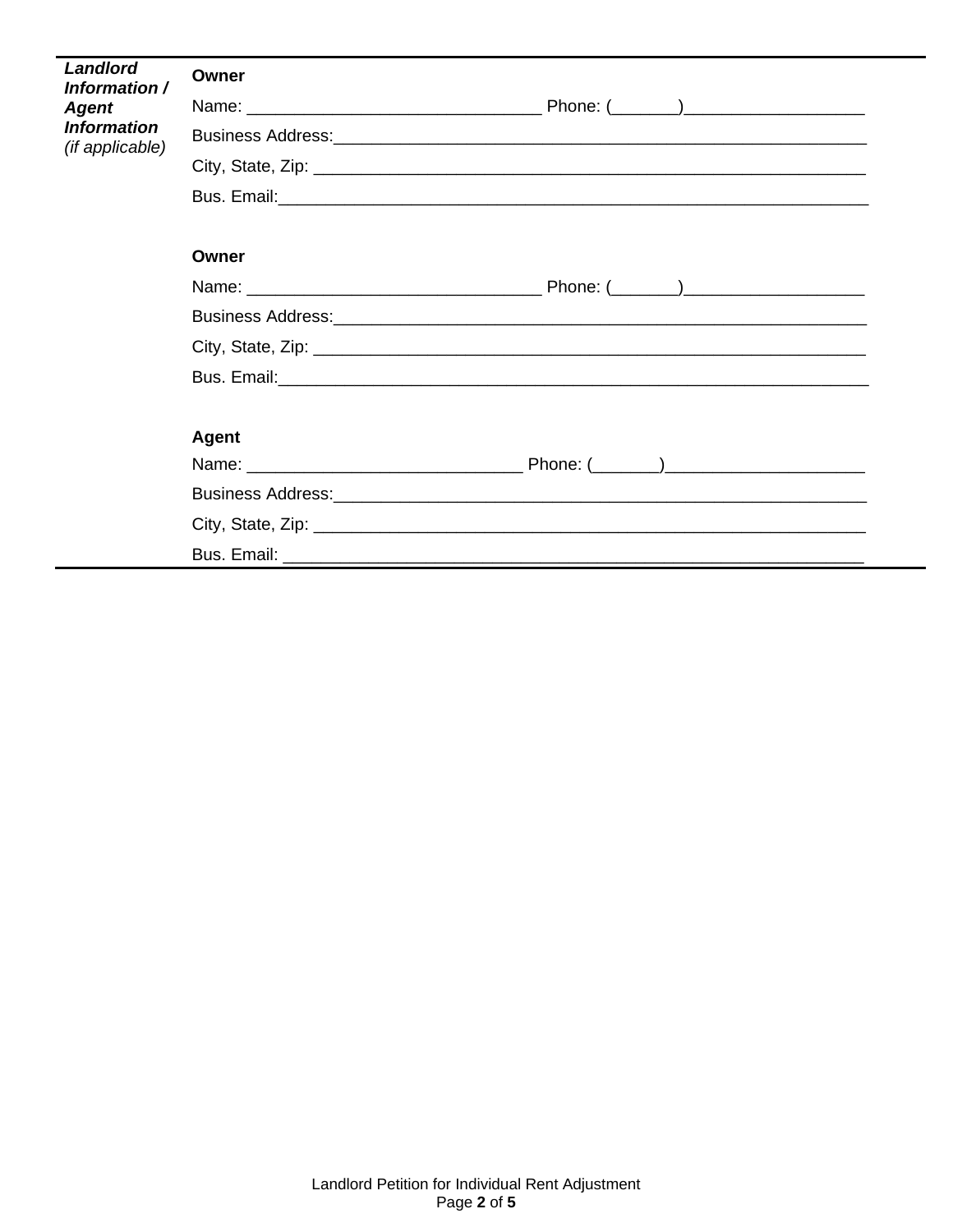| ***Landlord Information / Agent Information*** *(if applicable)* | **Owner** |
| --- | --- |
| | Name: _______________________________ Phone: (_______)___________________ |
| | Business Address:___________________________________________________________ |
| | City, State, Zip: ___________________________________________________________ |
| | Bus. Email:________________________________________________________________ |
| | **Owner** |
| | Name: _______________________________ Phone: (_______)___________________ |
| | Business Address:___________________________________________________________ |
| | City, State, Zip: ___________________________________________________________ |
| | Bus. Email:________________________________________________________________ |
| | **Agent** |
| | Name: _____________________________ Phone: (_______)_____________________ |
| | Business Address:___________________________________________________________ |
| | City, State, Zip: ___________________________________________________________ |
| | Bus. Email: _______________________________________________________________ |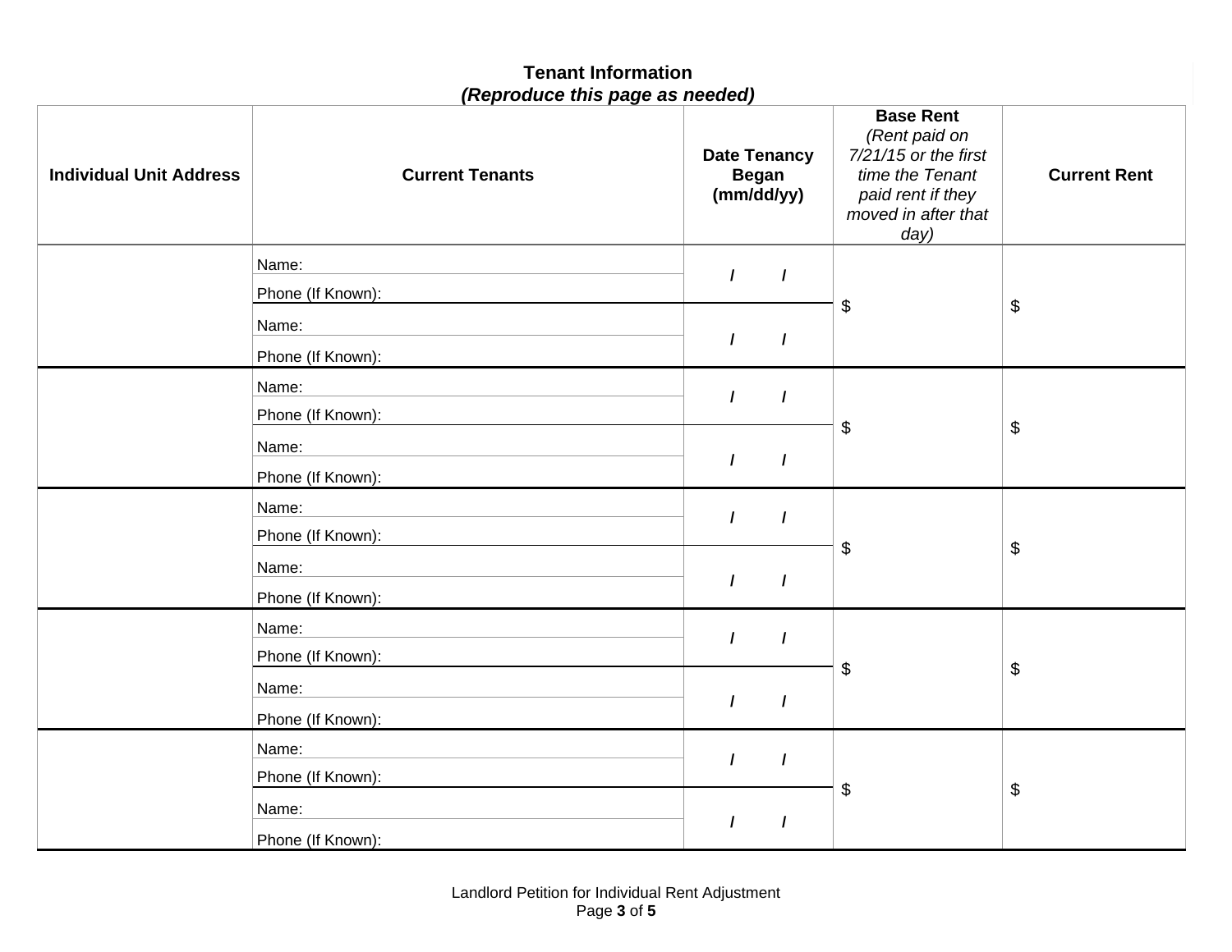## Tenant Information
***(Reproduce this page as needed)***

| Individual Unit Address | Current Tenants | Date Tenancy Began (mm/dd/yy) | Base Rent *(Rent paid on 7/21/15 or the first time the Tenant paid rent if they moved in after that day)* | Current Rent |
|---|---|---|---|---|
| | Name: | / / | $ | $ |
| | Phone (If Known): | | | |
| | Name: | / / | | |
| | Phone (If Known): | | | |
| | Name: | / / | $ | $ |
| | Phone (If Known): | | | |
| | Name: | / / | | |
| | Phone (If Known): | | | |
| | Name: | / / | $ | $ |
| | Phone (If Known): | | | |
| | Name: | / / | | |
| | Phone (If Known): | | | |
| | Name: | / / | $ | $ |
| | Phone (If Known): | | | |
| | Name: | / / | | |
| | Phone (If Known): | | | |
| | Name: | / / | $ | $ |
| | Phone (If Known): | | | |
| | Name: | / / | | |
| | Phone (If Known): | | | |

Landlord Petition for Individual Rent Adjustment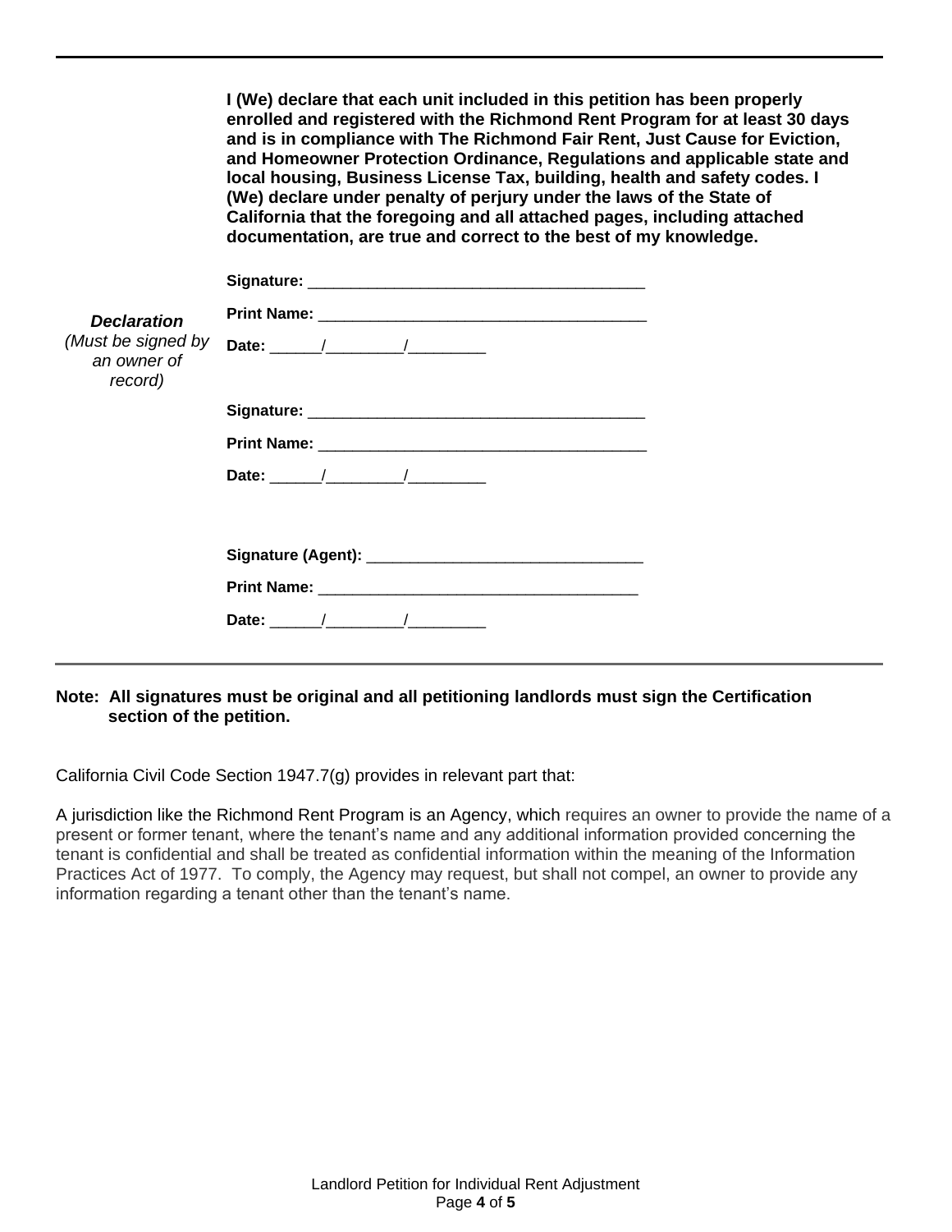| | |
|---|---|
| | **I (We) declare that each unit included in this petition has been properly enrolled and registered with the Richmond Rent Program for at least 30 days and is in compliance with The Richmond Fair Rent, Just Cause for Eviction, and Homeowner Protection Ordinance, Regulations and applicable state and local housing, Business License Tax, building, health and safety codes. I (We) declare under penalty of perjury under the laws of the State of California that the foregoing and all attached pages, including attached documentation, are true and correct to the best of my knowledge.** |
| ***Declaration*** *(Must be signed by an owner of record)* | **Signature:** ______________________________________ <br> **Print Name:** ______________________________________ <br> **Date:** ______/_________/_________ <br><br> **Signature:** ______________________________________ <br> **Print Name:** ______________________________________ <br> **Date:** ______/_________/_________ <br><br> **Signature (Agent):** ______________________________ <br> **Print Name:** ____________________________________ <br> **Date:** ______/_________/_________ |

**Note: All signatures must be original and all petitioning landlords must sign the Certification section of the petition.**

California Civil Code Section 1947.7(g) provides in relevant part that:

A jurisdiction like the Richmond Rent Program is an Agency, which requires an owner to provide the name of a present or former tenant, where the tenant's name and any additional information provided concerning the tenant is confidential and shall be treated as confidential information within the meaning of the Information Practices Act of 1977. To comply, the Agency may request, but shall not compel, an owner to provide any information regarding a tenant other than the tenant's name.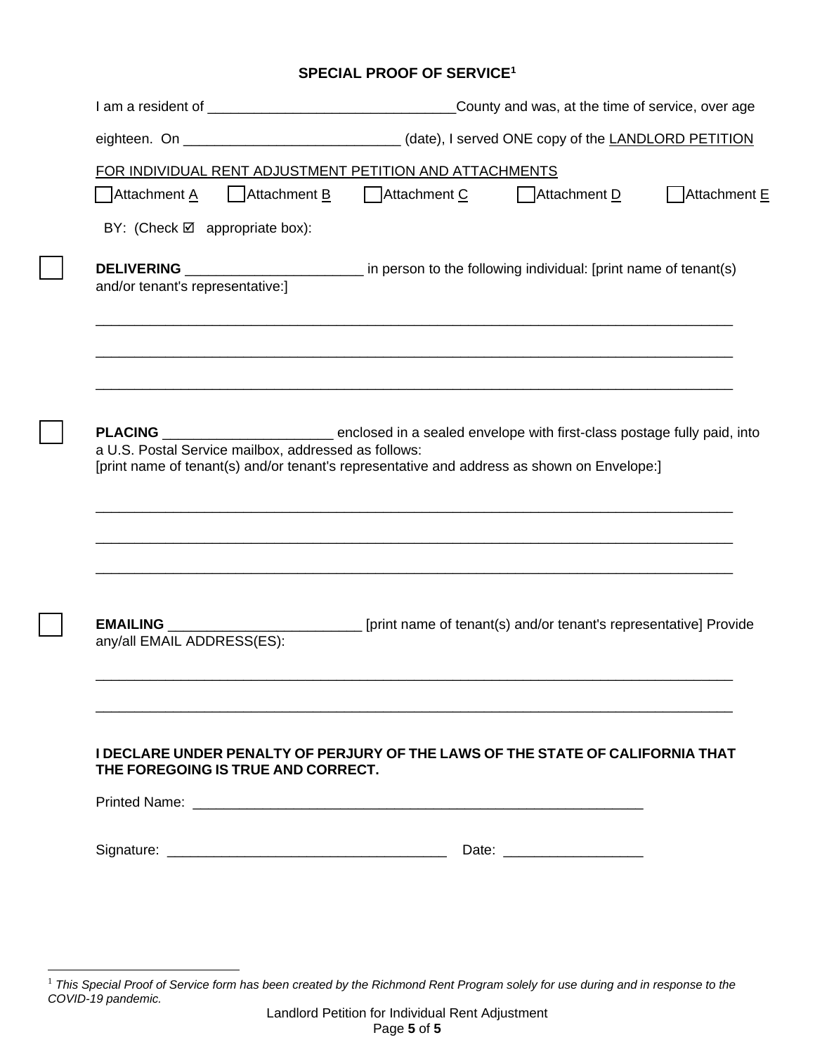## SPECIAL PROOF OF SERVICE[1]

I am a resident of ________________________________County and was, at the time of service, over age eighteen. On ___________________________ (date), I served ONE copy of the LANDLORD PETITION FOR INDIVIDUAL RENT ADJUSTMENT PETITION AND ATTACHMENTS

☐ Attachment A ☐ Attachment B ☐ Attachment C ☐ Attachment D ☐ Attachment E

BY: (Check ☑ appropriate box):

☐ **DELIVERING** ______________________ in person to the following individual: [print name of tenant(s) and/or tenant's representative:]

_______________________________________________________________________________

_______________________________________________________________________________

_______________________________________________________________________________

☐ **PLACING** ______________________ enclosed in a sealed envelope with first-class postage fully paid, into a U.S. Postal Service mailbox, addressed as follows:
[print name of tenant(s) and/or tenant's representative and address as shown on Envelope:]

_______________________________________________________________________________

_______________________________________________________________________________

_______________________________________________________________________________

☐ **EMAILING** ________________________ [print name of tenant(s) and/or tenant's representative] Provide any/all EMAIL ADDRESS(ES):

_______________________________________________________________________________

_______________________________________________________________________________

**I DECLARE UNDER PENALTY OF PERJURY OF THE LAWS OF THE STATE OF CALIFORNIA THAT THE FOREGOING IS TRUE AND CORRECT.**

Printed Name: ___________________________________________________________

Signature: ____________________________________ Date: _________________

[1] *This Special Proof of Service form has been created by the Richmond Rent Program solely for use during and in response to the COVID-19 pandemic.*